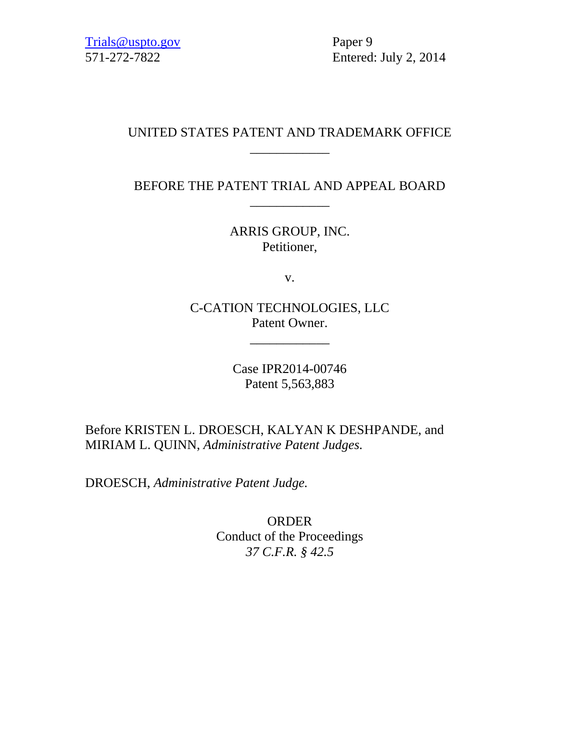Trials@uspto.gov
571-272-7822

Paper 9
Entered: July 2, 2014

UNITED STATES PATENT AND TRADEMARK OFFICE

____________

BEFORE THE PATENT TRIAL AND APPEAL BOARD

____________

ARRIS GROUP, INC.
Petitioner,

v.

C-CATION TECHNOLOGIES, LLC
Patent Owner.

____________

Case IPR2014-00746
Patent 5,563,883

Before KRISTEN L. DROESCH, KALYAN K DESHPANDE, and MIRIAM L. QUINN, *Administrative Patent Judges.*

DROESCH, *Administrative Patent Judge.*

ORDER
Conduct of the Proceedings
*37 C.F.R. § 42.5*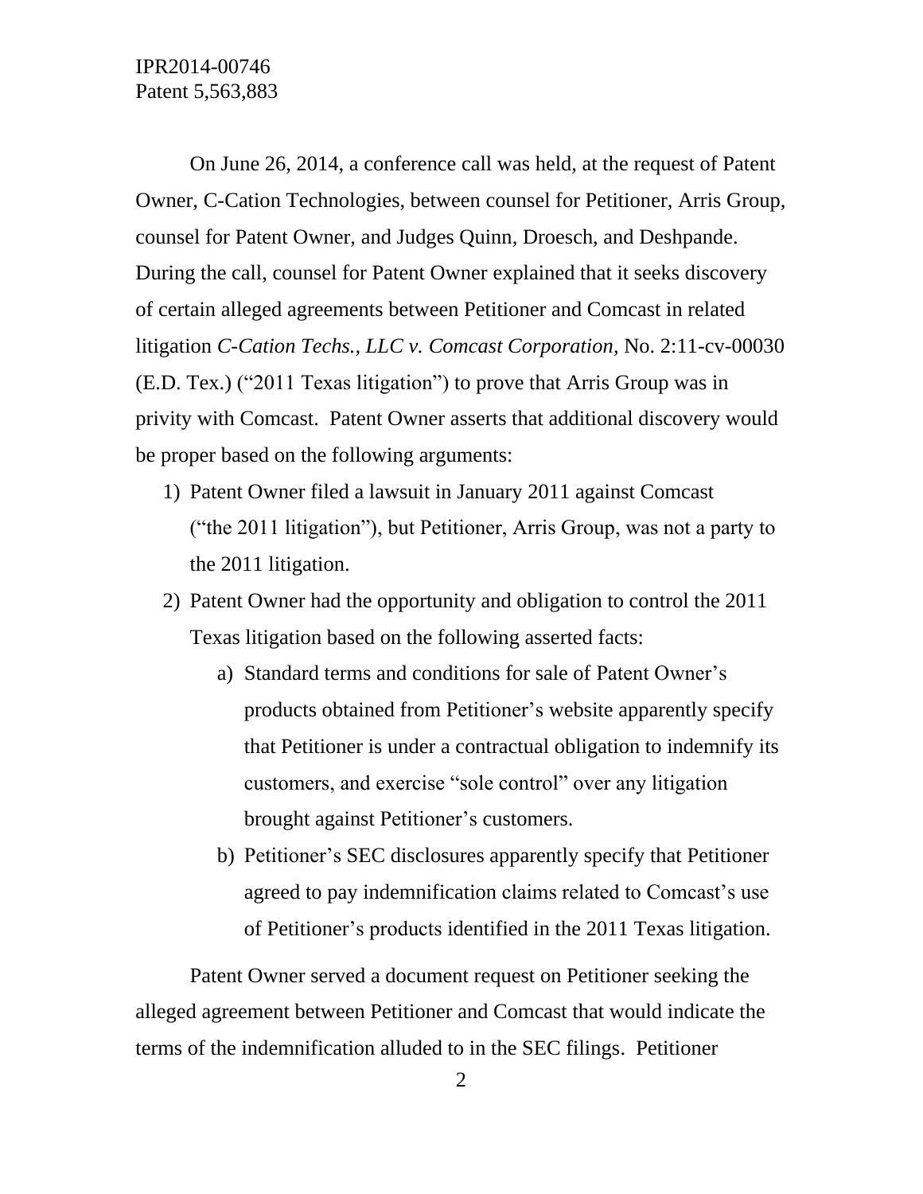On June 26, 2014, a conference call was held, at the request of Patent Owner, C-Cation Technologies, between counsel for Petitioner, Arris Group, counsel for Patent Owner, and Judges Quinn, Droesch, and Deshpande. During the call, counsel for Patent Owner explained that it seeks discovery of certain alleged agreements between Petitioner and Comcast in related litigation *C-Cation Techs., LLC v. Comcast Corporation*, No. 2:11-cv-00030 (E.D. Tex.) ("2011 Texas litigation") to prove that Arris Group was in privity with Comcast. Patent Owner asserts that additional discovery would be proper based on the following arguments:

1) Patent Owner filed a lawsuit in January 2011 against Comcast ("the 2011 litigation"), but Petitioner, Arris Group, was not a party to the 2011 litigation.
2) Patent Owner had the opportunity and obligation to control the 2011 Texas litigation based on the following asserted facts:
    a) Standard terms and conditions for sale of Patent Owner's products obtained from Petitioner's website apparently specify that Petitioner is under a contractual obligation to indemnify its customers, and exercise "sole control" over any litigation brought against Petitioner's customers.
    b) Petitioner's SEC disclosures apparently specify that Petitioner agreed to pay indemnification claims related to Comcast's use of Petitioner's products identified in the 2011 Texas litigation.

Patent Owner served a document request on Petitioner seeking the alleged agreement between Petitioner and Comcast that would indicate the terms of the indemnification alluded to in the SEC filings. Petitioner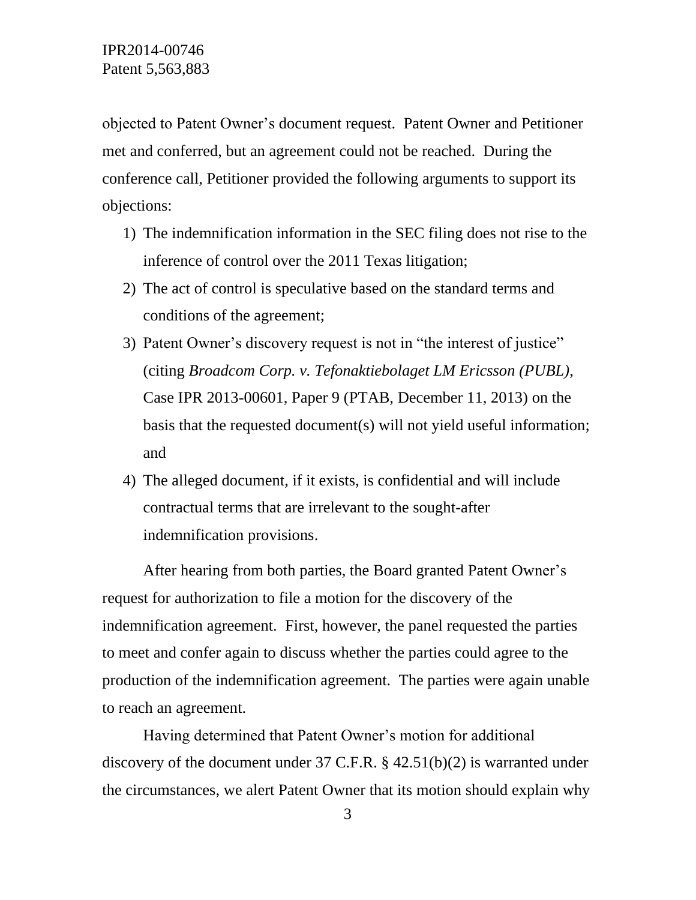objected to Patent Owner's document request. Patent Owner and Petitioner met and conferred, but an agreement could not be reached. During the conference call, Petitioner provided the following arguments to support its objections:

1) The indemnification information in the SEC filing does not rise to the inference of control over the 2011 Texas litigation;
2) The act of control is speculative based on the standard terms and conditions of the agreement;
3) Patent Owner's discovery request is not in "the interest of justice" (citing *Broadcom Corp. v. Tefonaktiebolaget LM Ericsson (PUBL)*, Case IPR 2013-00601, Paper 9 (PTAB, December 11, 2013) on the basis that the requested document(s) will not yield useful information; and
4) The alleged document, if it exists, is confidential and will include contractual terms that are irrelevant to the sought-after indemnification provisions.

After hearing from both parties, the Board granted Patent Owner's request for authorization to file a motion for the discovery of the indemnification agreement. First, however, the panel requested the parties to meet and confer again to discuss whether the parties could agree to the production of the indemnification agreement. The parties were again unable to reach an agreement.

Having determined that Patent Owner's motion for additional discovery of the document under 37 C.F.R. § 42.51(b)(2) is warranted under the circumstances, we alert Patent Owner that its motion should explain why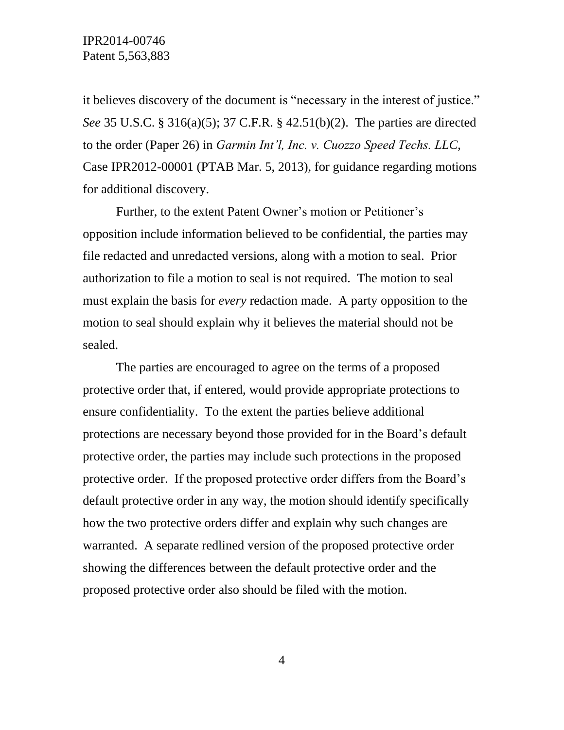it believes discovery of the document is "necessary in the interest of justice." *See* 35 U.S.C. § 316(a)(5); 37 C.F.R. § 42.51(b)(2). The parties are directed to the order (Paper 26) in *Garmin Int'l, Inc. v. Cuozzo Speed Techs. LLC*, Case IPR2012-00001 (PTAB Mar. 5, 2013), for guidance regarding motions for additional discovery.

Further, to the extent Patent Owner's motion or Petitioner's opposition include information believed to be confidential, the parties may file redacted and unredacted versions, along with a motion to seal. Prior authorization to file a motion to seal is not required. The motion to seal must explain the basis for *every* redaction made. A party opposition to the motion to seal should explain why it believes the material should not be sealed.

The parties are encouraged to agree on the terms of a proposed protective order that, if entered, would provide appropriate protections to ensure confidentiality. To the extent the parties believe additional protections are necessary beyond those provided for in the Board's default protective order, the parties may include such protections in the proposed protective order. If the proposed protective order differs from the Board's default protective order in any way, the motion should identify specifically how the two protective orders differ and explain why such changes are warranted. A separate redlined version of the proposed protective order showing the differences between the default protective order and the proposed protective order also should be filed with the motion.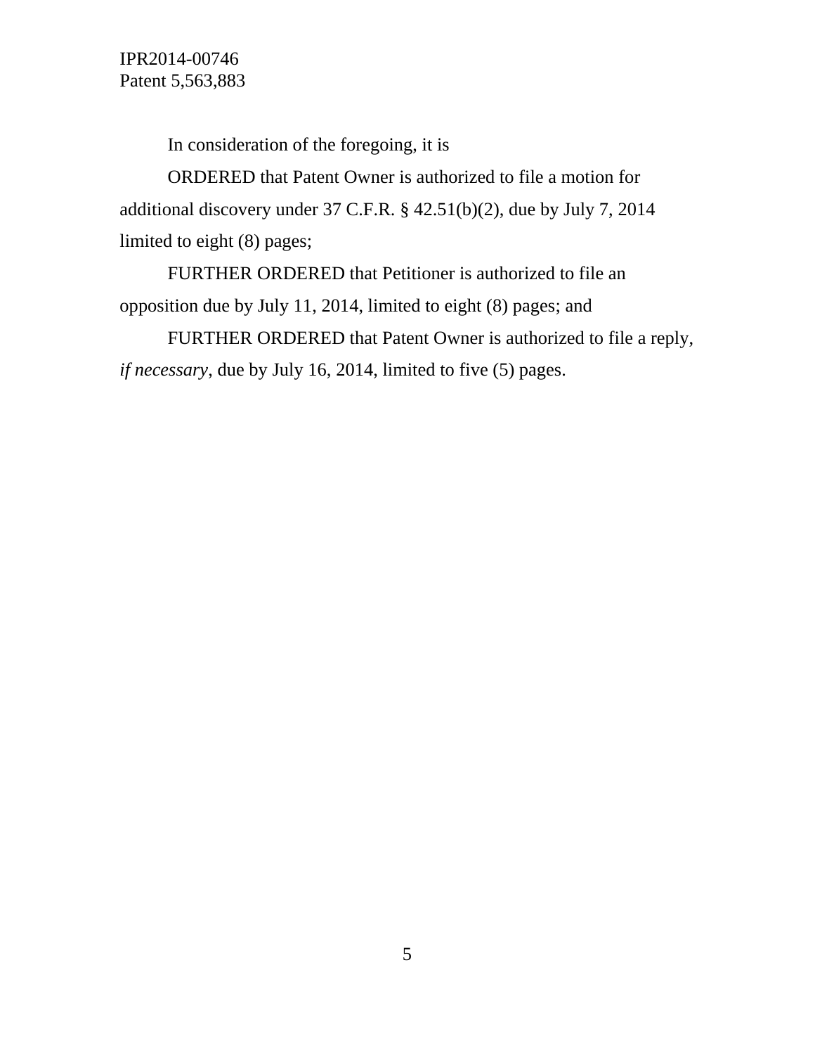In consideration of the foregoing, it is

ORDERED that Patent Owner is authorized to file a motion for additional discovery under 37 C.F.R. § 42.51(b)(2), due by July 7, 2014 limited to eight (8) pages;

FURTHER ORDERED that Petitioner is authorized to file an opposition due by July 11, 2014, limited to eight (8) pages; and

FURTHER ORDERED that Patent Owner is authorized to file a reply, *if necessary*, due by July 16, 2014, limited to five (5) pages.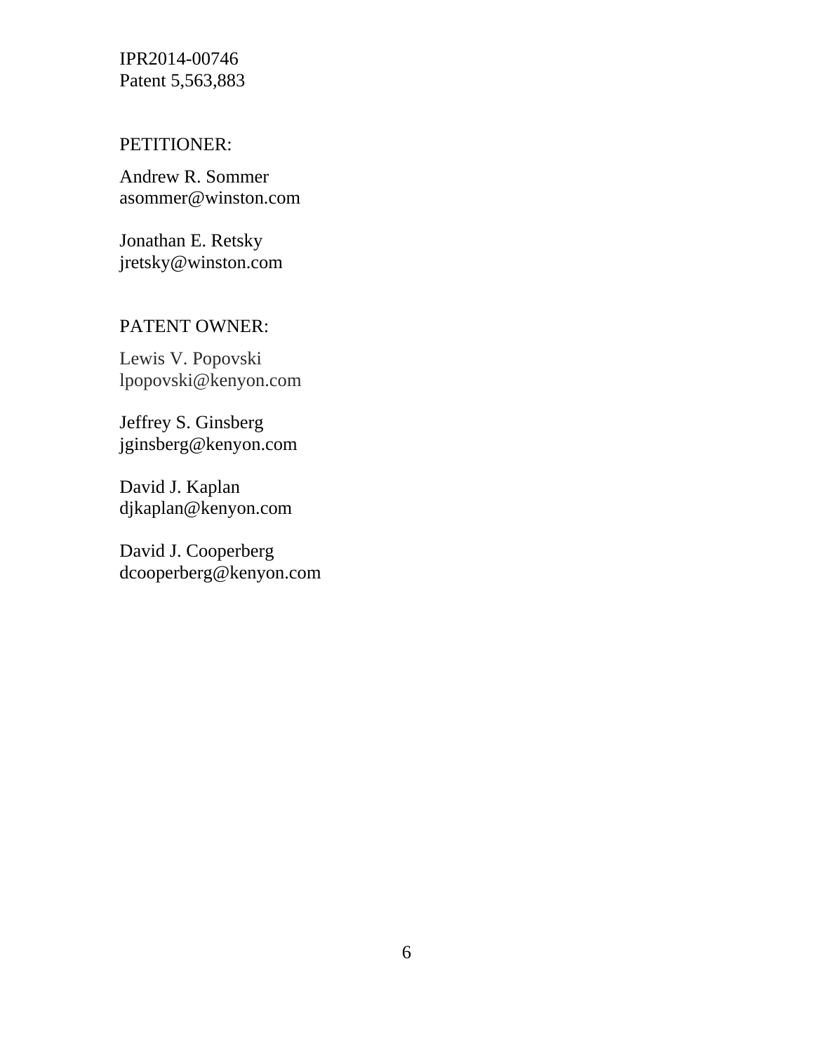PETITIONER:

Andrew R. Sommer
asommer@winston.com

Jonathan E. Retsky
jretsky@winston.com

PATENT OWNER:

Lewis V. Popovski
lpopovski@kenyon.com

Jeffrey S. Ginsberg
jginsberg@kenyon.com

David J. Kaplan
djkaplan@kenyon.com

David J. Cooperberg
dcooperberg@kenyon.com